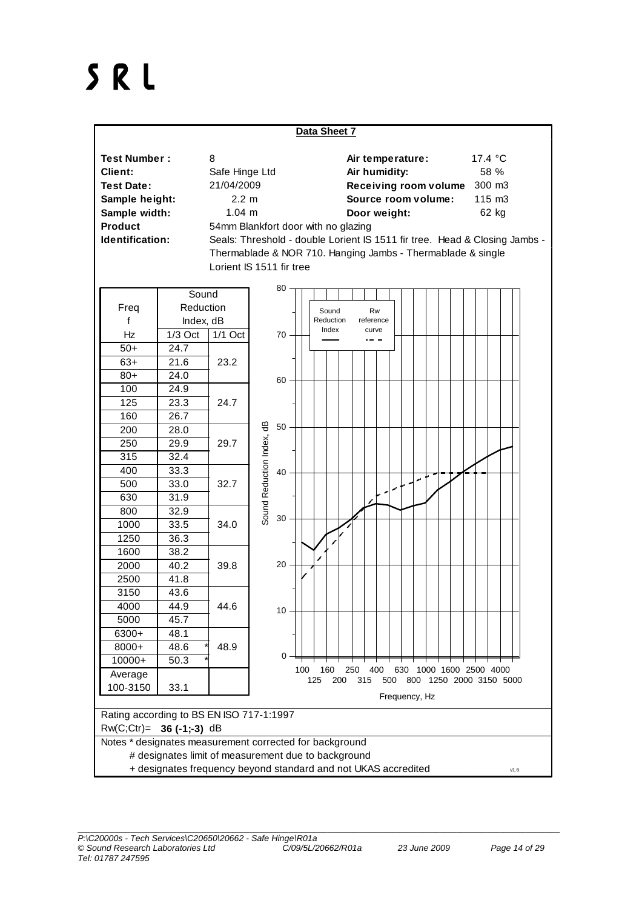# SRL

## Data Sheet 7

| | | | |
|---|---|---|---|
| **Test Number :** | 8 | **Air temperature:** | 17.4 °C |
| **Client:** | Safe Hinge Ltd | **Air humidity:** | 58 % |
| **Test Date:** | 21/04/2009 | **Receiving room volume** | 300 m3 |
| **Sample height:** | 2.2 m | **Source room volume:** | 115 m3 |
| **Sample width:** | 1.04 m | **Door weight:** | 62 kg |

**Product Identification:** 54mm Blankfort door with no glazing
Seals: Threshold - double Lorient IS 1511 fir tree. Head & Closing Jambs - Thermablade & NOR 710. Hanging Jambs - Thermablade & single Lorient IS 1511 fir tree

| Freq f Hz | Sound Reduction Index, dB 1/3 Oct | 1/1 Oct |
|---|---|---|
| 50+ | 24.7 | |
| 63+ | 21.6 | 23.2 |
| 80+ | 24.0 | |
| 100 | 24.9 | |
| 125 | 23.3 | 24.7 |
| 160 | 26.7 | |
| 200 | 28.0 | |
| 250 | 29.9 | 29.7 |
| 315 | 32.4 | |
| 400 | 33.3 | |
| 500 | 33.0 | 32.7 |
| 630 | 31.9 | |
| 800 | 32.9 | |
| 1000 | 33.5 | 34.0 |
| 1250 | 36.3 | |
| 1600 | 38.2 | |
| 2000 | 40.2 | 39.8 |
| 2500 | 41.8 | |
| 3150 | 43.6 | |
| 4000 | 44.9 | 44.6 |
| 5000 | 45.7 | |
| 6300+ | 48.1 | |
| 8000+ | 48.6 * | 48.9 |
| 10000+ | 50.3 * | |
| Average 100-3150 | 33.1 | |

Rating according to BS EN ISO 717-1:1997

Rw(C;Ctr)= **36 (-1;-3)** dB

Notes * designates measurement corrected for background
# designates limit of measurement due to background
+ designates frequency beyond standard and not UKAS accredited

v1.6

*P:\C20000s - Tech Services\C20650\20662 - Safe Hinge\R01a*
*© Sound Research Laboratories Ltd* *C/09/5L/20662/R01a* *23 June 2009*
*Tel: 01787 247595*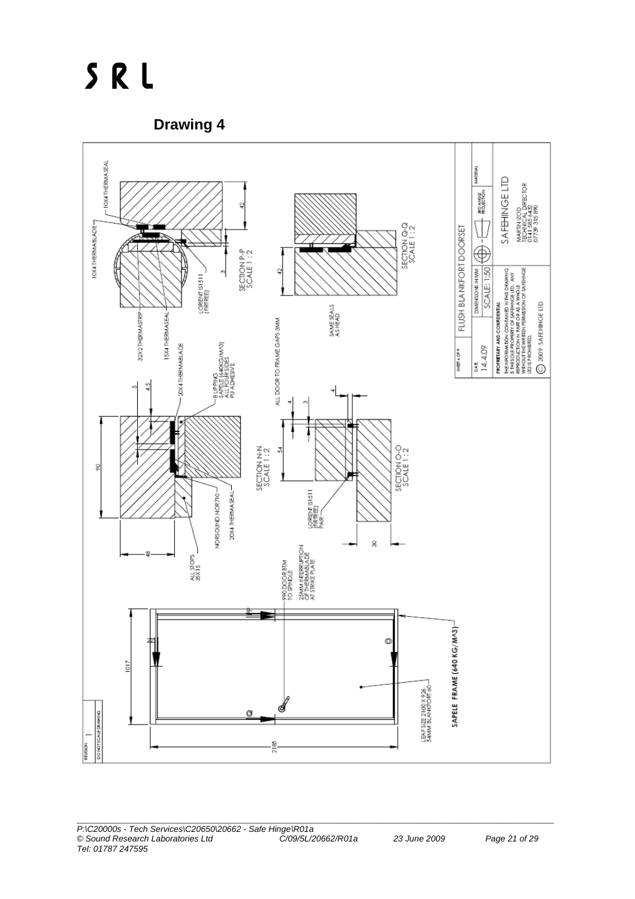# S R L

## Drawing 4

SECTION P-P
SCALE 1 : 2

10X4 THERMASEAL
10X4 THERMABLADE
32X2 THERMASTRIP
15X4 THERMASEAL
LORIENT IS1511 (FIRTREE)
42
3

SECTION Q-Q
SCALE 1 : 2

SAME SEALS AS HEAD
42

SECTION N-N
SCALE 1 : 2

90
48
5
4.5
20X4 THERMABLADE
8 LIPPING SAPELE (640KG/M^3) ALL FOUR SIDES PU ADHESIVE
NORSOUND NOR710
20X4 THERMASEAL
ALL STOPS 35X15

SECTION O-O
SCALE 1 : 2

ALL DOOR TO FRAME GAPS 3MM
54
4
3
4
30
LORIENT IS1511 (FIRTREE) PAIR

990 DOOR BTM TO SPINDLE
25MM INTERRUPTION OF THERMABLADE AT STRIKE PLATE

1017
2165
LEAF SIZE 2100 X 926
54MM BLANKFORT 60
SAPELE FRAME (640 KG/M^3)

REVISION 1
DO NOT SCALE DRAWING

SHEET 4 OF 9
FLUSH BLANKFORT DOORSET
DATE 14.4.09
DIMENSIONS IN MM SCALE: 1:50
3RD ANGLE PROJECTION
MATERIAL

PROPRIETARY AND CONFIDENTIAL
THE INFORMATION CONTAINED IN THIS DRAWING IS THE SOLE PROPERTY OF SAFEHINGE LTD. ANY REPRODUCTION IN PART OR AS A WHOLE WITHOUT THE WRITTEN PERMISSION OF SAFEHINGE LTD IS PROHIBITED.

© 2009 SAFEHINGE LTD

SAFEHINGE LTD
MARTIN IZOD
TECHNICAL DIRECTOR
0141 585 6482
07739 315 890